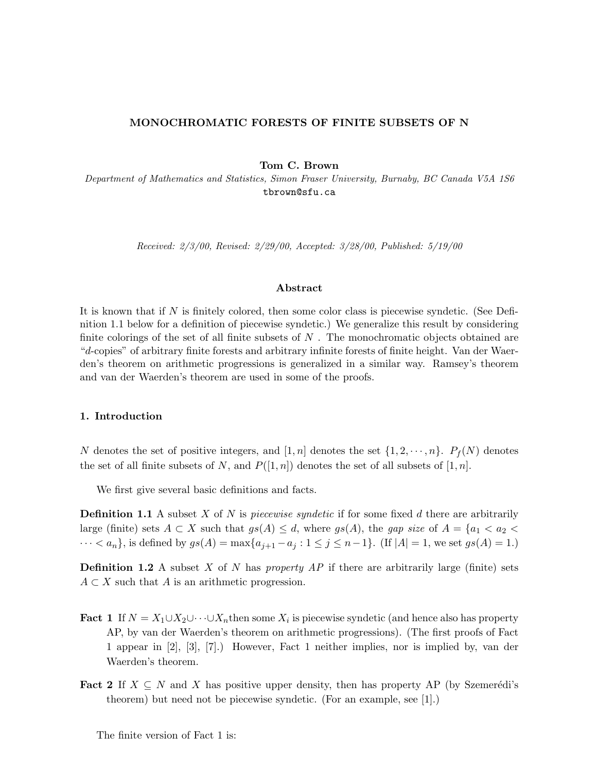# MONOCHROMATIC FORESTS OF FINITE SUBSETS OF N

**Tom C. Brown**

*Department of Mathematics and Statistics, Simon Fraser University, Burnaby, BC Canada V5A 1S6*
tbrown@sfu.ca

*Received: 2/3/00, Revised: 2/29/00, Accepted: 3/28/00, Published: 5/19/00*

### Abstract

It is known that if $N$ is finitely colored, then some color class is piecewise syndetic. (See Definition 1.1 below for a definition of piecewise syndetic.) We generalize this result by considering finite colorings of the set of all finite subsets of $N$ . The monochromatic objects obtained are "$d$-copies" of arbitrary finite forests and arbitrary infinite forests of finite height. Van der Waerden's theorem on arithmetic progressions is generalized in a similar way. Ramsey's theorem and van der Waerden's theorem are used in some of the proofs.

## 1. Introduction

$N$ denotes the set of positive integers, and $[1, n]$ denotes the set $\{1, 2, \cdots, n\}$. $P_f(N)$ denotes the set of all finite subsets of $N$, and $P([1, n])$ denotes the set of all subsets of $[1, n]$.

We first give several basic definitions and facts.

**Definition 1.1** A subset $X$ of $N$ is *piecewise syndetic* if for some fixed $d$ there are arbitrarily large (finite) sets $A \subset X$ such that $gs(A) \leq d$, where $gs(A)$, the *gap size* of $A = \{a_1 < a_2 < \cdots < a_n\}$, is defined by $gs(A) = \max\{a_{j+1} - a_j : 1 \leq j \leq n-1\}$. (If $|A| = 1$, we set $gs(A) = 1$.)

**Definition 1.2** A subset $X$ of $N$ has *property AP* if there are arbitrarily large (finite) sets $A \subset X$ such that $A$ is an arithmetic progression.

**Fact 1** If $N = X_1 \cup X_2 \cup \cdots \cup X_n$ then some $X_i$ is piecewise syndetic (and hence also has property AP, by van der Waerden's theorem on arithmetic progressions). (The first proofs of Fact 1 appear in [2], [3], [7].) However, Fact 1 neither implies, nor is implied by, van der Waerden's theorem.

**Fact 2** If $X \subseteq N$ and $X$ has positive upper density, then has property AP (by Szemerédi's theorem) but need not be piecewise syndetic. (For an example, see [1].)

The finite version of Fact 1 is: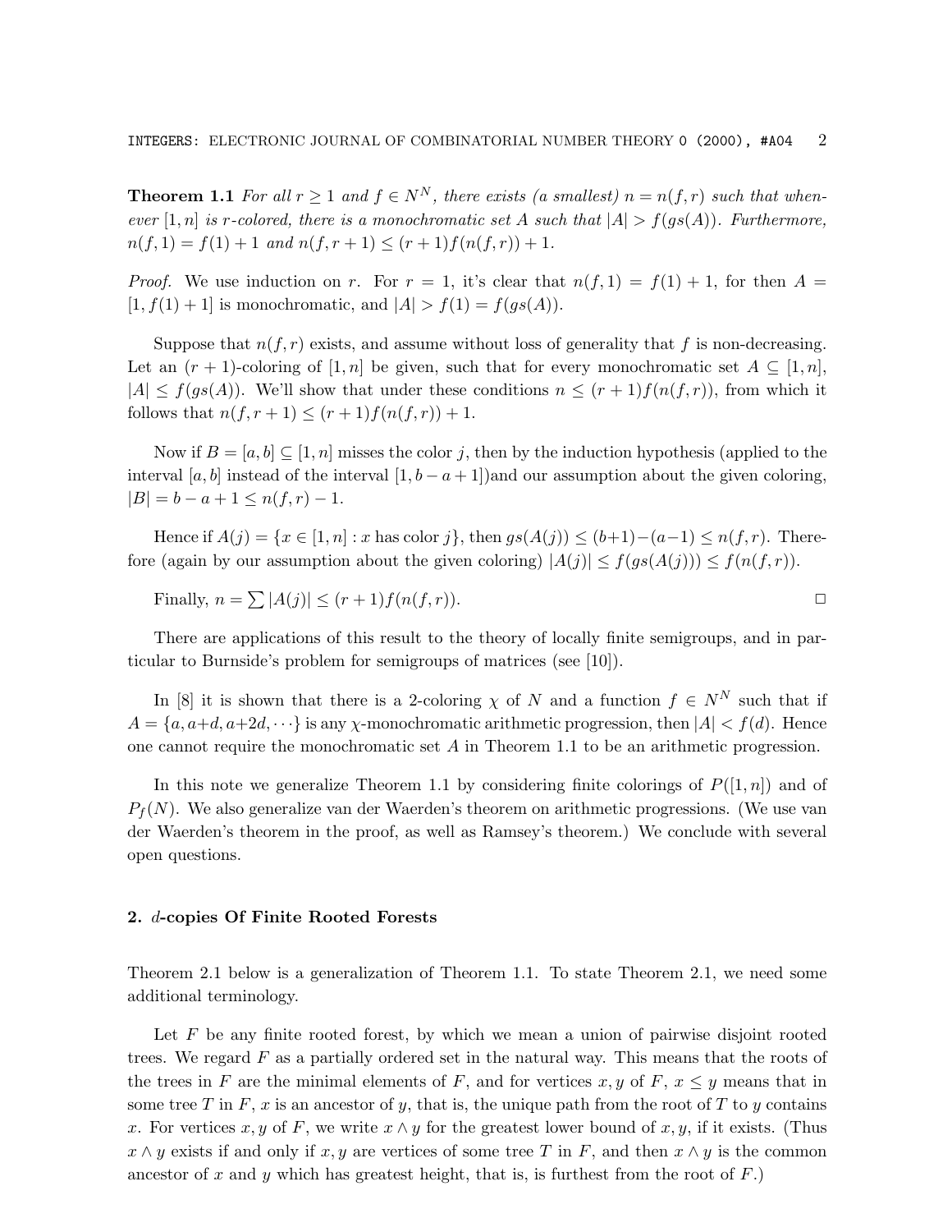**Theorem 1.1** *For all $r \geq 1$ and $f \in N^N$, there exists (a smallest) $n = n(f,r)$ such that whenever $[1,n]$ is $r$-colored, there is a monochromatic set $A$ such that $|A| > f(gs(A))$. Furthermore, $n(f,1) = f(1)+1$ and $n(f,r+1) \leq (r+1)f(n(f,r))+1$.*

*Proof.* We use induction on $r$. For $r = 1$, it's clear that $n(f,1) = f(1)+1$, for then $A = [1, f(1)+1]$ is monochromatic, and $|A| > f(1) = f(gs(A))$.

Suppose that $n(f,r)$ exists, and assume without loss of generality that $f$ is non-decreasing. Let an $(r+1)$-coloring of $[1,n]$ be given, such that for every monochromatic set $A \subseteq [1,n]$, $|A| \leq f(gs(A))$. We'll show that under these conditions $n \leq (r+1)f(n(f,r))$, from which it follows that $n(f,r+1) \leq (r+1)f(n(f,r))+1$.

Now if $B = [a,b] \subseteq [1,n]$ misses the color $j$, then by the induction hypothesis (applied to the interval $[a,b]$ instead of the interval $[1, b-a+1]$)and our assumption about the given coloring, $|B| = b-a+1 \leq n(f,r)-1$.

Hence if $A(j) = \{x \in [1,n] : x \text{ has color } j\}$, then $gs(A(j)) \leq (b+1)-(a-1) \leq n(f,r)$. Therefore (again by our assumption about the given coloring) $|A(j)| \leq f(gs(A(j))) \leq f(n(f,r))$.

Finally, $n = \sum |A(j)| \leq (r+1)f(n(f,r))$. □

There are applications of this result to the theory of locally finite semigroups, and in particular to Burnside's problem for semigroups of matrices (see [10]).

In [8] it is shown that there is a 2-coloring $\chi$ of $N$ and a function $f \in N^N$ such that if $A = \{a, a+d, a+2d, \cdots\}$ is any $\chi$-monochromatic arithmetic progression, then $|A| < f(d)$. Hence one cannot require the monochromatic set $A$ in Theorem 1.1 to be an arithmetic progression.

In this note we generalize Theorem 1.1 by considering finite colorings of $P([1,n])$ and of $P_f(N)$. We also generalize van der Waerden's theorem on arithmetic progressions. (We use van der Waerden's theorem in the proof, as well as Ramsey's theorem.) We conclude with several open questions.

## 2. $d$-copies Of Finite Rooted Forests

Theorem 2.1 below is a generalization of Theorem 1.1. To state Theorem 2.1, we need some additional terminology.

Let $F$ be any finite rooted forest, by which we mean a union of pairwise disjoint rooted trees. We regard $F$ as a partially ordered set in the natural way. This means that the roots of the trees in $F$ are the minimal elements of $F$, and for vertices $x, y$ of $F$, $x \leq y$ means that in some tree $T$ in $F$, $x$ is an ancestor of $y$, that is, the unique path from the root of $T$ to $y$ contains $x$. For vertices $x, y$ of $F$, we write $x \wedge y$ for the greatest lower bound of $x, y$, if it exists. (Thus $x \wedge y$ exists if and only if $x, y$ are vertices of some tree $T$ in $F$, and then $x \wedge y$ is the common ancestor of $x$ and $y$ which has greatest height, that is, is furthest from the root of $F$.)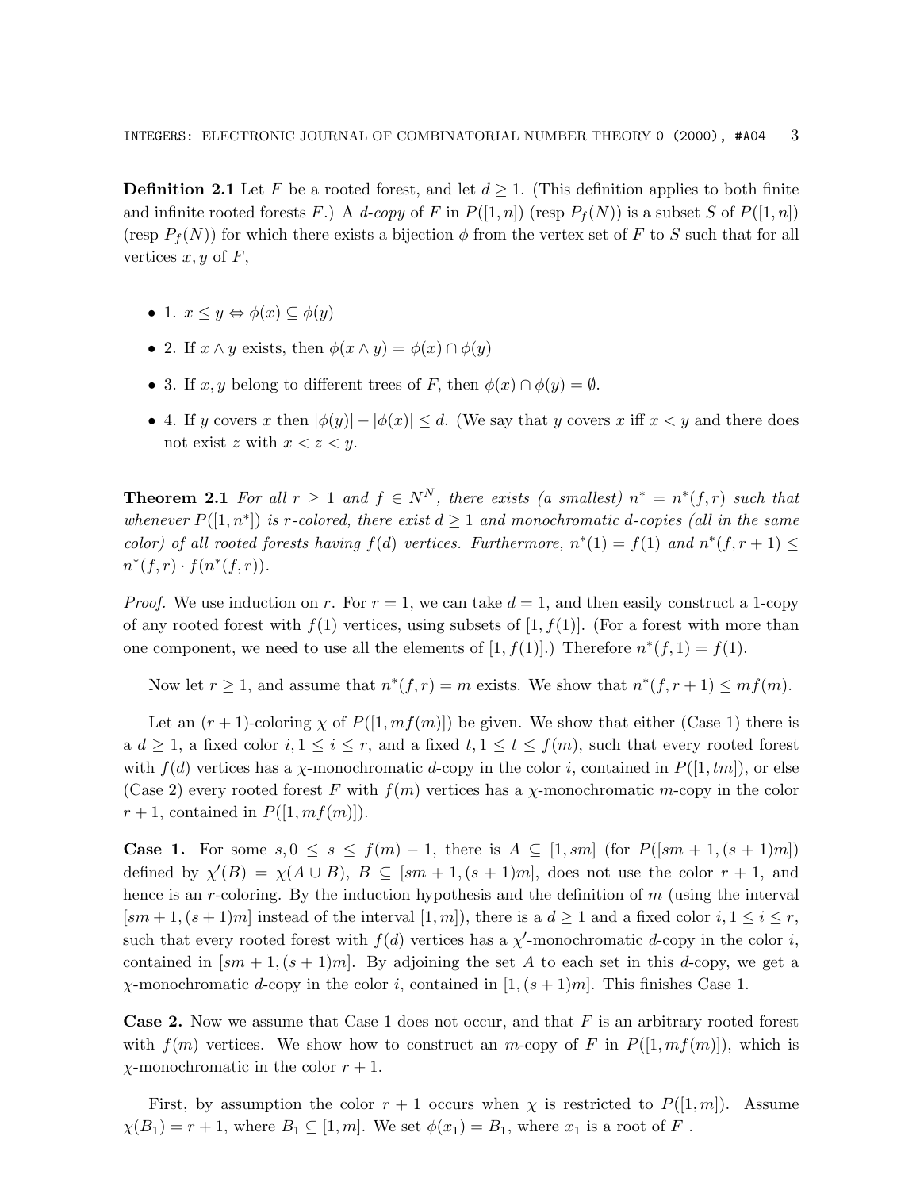**Definition 2.1** Let $F$ be a rooted forest, and let $d \geq 1$. (This definition applies to both finite and infinite rooted forests $F$.) A *$d$-copy* of $F$ in $P([1,n])$ (resp $P_f(N)$) is a subset $S$ of $P([1,n])$ (resp $P_f(N)$) for which there exists a bijection $\phi$ from the vertex set of $F$ to $S$ such that for all vertices $x, y$ of $F$,

- 1. $x \leq y \Leftrightarrow \phi(x) \subseteq \phi(y)$
- 2. If $x \wedge y$ exists, then $\phi(x \wedge y) = \phi(x) \cap \phi(y)$
- 3. If $x, y$ belong to different trees of $F$, then $\phi(x) \cap \phi(y) = \emptyset$.
- 4. If $y$ covers $x$ then $|\phi(y)| - |\phi(x)| \leq d$. (We say that $y$ covers $x$ iff $x < y$ and there does not exist $z$ with $x < z < y$.

**Theorem 2.1** *For all $r \geq 1$ and $f \in N^N$, there exists (a smallest) $n^* = n^*(f,r)$ such that whenever $P([1,n^*])$ is $r$-colored, there exist $d \geq 1$ and monochromatic $d$-copies (all in the same color) of all rooted forests having $f(d)$ vertices. Furthermore, $n^*(1) = f(1)$ and $n^*(f, r+1) \leq n^*(f,r) \cdot f(n^*(f,r))$.*

*Proof.* We use induction on $r$. For $r = 1$, we can take $d = 1$, and then easily construct a 1-copy of any rooted forest with $f(1)$ vertices, using subsets of $[1, f(1)]$. (For a forest with more than one component, we need to use all the elements of $[1, f(1)]$.) Therefore $n^*(f,1) = f(1)$.

Now let $r \geq 1$, and assume that $n^*(f,r) = m$ exists. We show that $n^*(f, r+1) \leq mf(m)$.

Let an $(r+1)$-coloring $\chi$ of $P([1, mf(m)])$ be given. We show that either (Case 1) there is a $d \geq 1$, a fixed color $i, 1 \leq i \leq r$, and a fixed $t, 1 \leq t \leq f(m)$, such that every rooted forest with $f(d)$ vertices has a $\chi$-monochromatic $d$-copy in the color $i$, contained in $P([1, tm])$, or else (Case 2) every rooted forest $F$ with $f(m)$ vertices has a $\chi$-monochromatic $m$-copy in the color $r+1$, contained in $P([1, mf(m)])$.

**Case 1.** For some $s, 0 \leq s \leq f(m) - 1$, there is $A \subseteq [1, sm]$ (for $P([sm+1, (s+1)m])$ defined by $\chi'(B) = \chi(A \cup B)$, $B \subseteq [sm+1, (s+1)m]$, does not use the color $r+1$, and hence is an $r$-coloring. By the induction hypothesis and the definition of $m$ (using the interval $[sm+1, (s+1)m]$ instead of the interval $[1, m]$), there is a $d \geq 1$ and a fixed color $i, 1 \leq i \leq r$, such that every rooted forest with $f(d)$ vertices has a $\chi'$-monochromatic $d$-copy in the color $i$, contained in $[sm+1, (s+1)m]$. By adjoining the set $A$ to each set in this $d$-copy, we get a $\chi$-monochromatic $d$-copy in the color $i$, contained in $[1, (s+1)m]$. This finishes Case 1.

**Case 2.** Now we assume that Case 1 does not occur, and that $F$ is an arbitrary rooted forest with $f(m)$ vertices. We show how to construct an $m$-copy of $F$ in $P([1, mf(m)])$, which is $\chi$-monochromatic in the color $r+1$.

First, by assumption the color $r+1$ occurs when $\chi$ is restricted to $P([1,m])$. Assume $\chi(B_1) = r+1$, where $B_1 \subseteq [1,m]$. We set $\phi(x_1) = B_1$, where $x_1$ is a root of $F$ .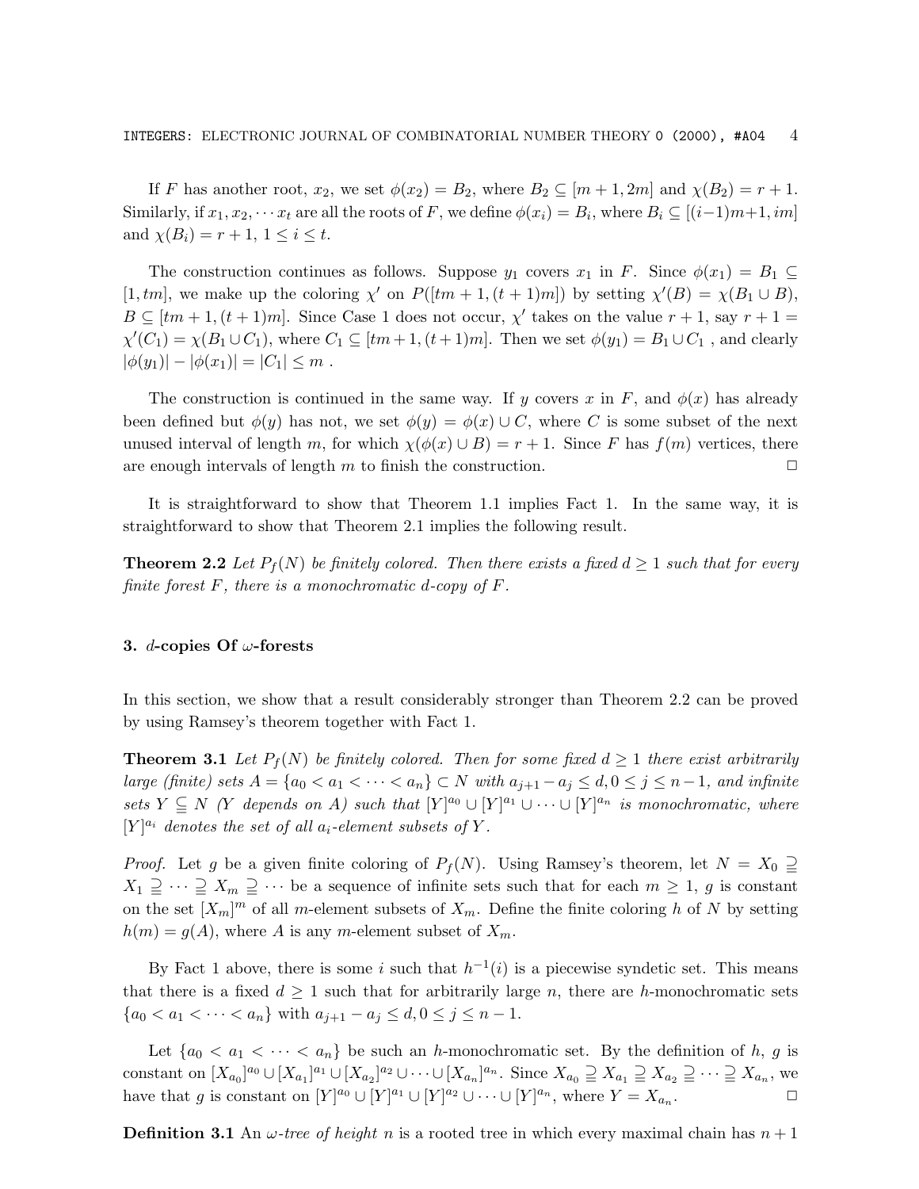If $F$ has another root, $x_2$, we set $\phi(x_2) = B_2$, where $B_2 \subseteq [m+1, 2m]$ and $\chi(B_2) = r+1$. Similarly, if $x_1, x_2, \cdots x_t$ are all the roots of $F$, we define $\phi(x_i) = B_i$, where $B_i \subseteq [(i-1)m+1, im]$ and $\chi(B_i) = r+1$, $1 \le i \le t$.

The construction continues as follows. Suppose $y_1$ covers $x_1$ in $F$. Since $\phi(x_1) = B_1 \subseteq [1, tm]$, we make up the coloring $\chi'$ on $P([tm+1, (t+1)m])$ by setting $\chi'(B) = \chi(B_1 \cup B)$, $B \subseteq [tm+1, (t+1)m]$. Since Case 1 does not occur, $\chi'$ takes on the value $r+1$, say $r+1 = \chi'(C_1) = \chi(B_1 \cup C_1)$, where $C_1 \subseteq [tm+1, (t+1)m]$. Then we set $\phi(y_1) = B_1 \cup C_1$ , and clearly $|\phi(y_1)| - |\phi(x_1)| = |C_1| \le m$ .

The construction is continued in the same way. If $y$ covers $x$ in $F$, and $\phi(x)$ has already been defined but $\phi(y)$ has not, we set $\phi(y) = \phi(x) \cup C$, where $C$ is some subset of the next unused interval of length $m$, for which $\chi(\phi(x) \cup B) = r+1$. Since $F$ has $f(m)$ vertices, there are enough intervals of length $m$ to finish the construction. □

It is straightforward to show that Theorem 1.1 implies Fact 1. In the same way, it is straightforward to show that Theorem 2.1 implies the following result.

**Theorem 2.2** *Let $P_f(N)$ be finitely colored. Then there exists a fixed $d \ge 1$ such that for every finite forest $F$, there is a monochromatic $d$-copy of $F$.*

## 3. $d$-copies Of $\omega$-forests

In this section, we show that a result considerably stronger than Theorem 2.2 can be proved by using Ramsey's theorem together with Fact 1.

**Theorem 3.1** *Let $P_f(N)$ be finitely colored. Then for some fixed $d \ge 1$ there exist arbitrarily large (finite) sets $A = \{a_0 < a_1 < \cdots < a_n\} \subset N$ with $a_{j+1} - a_j \le d, 0 \le j \le n-1$, and infinite sets $Y \subsetneqq N$ ($Y$ depends on $A$) such that $[Y]^{a_0} \cup [Y]^{a_1} \cup \cdots \cup [Y]^{a_n}$ is monochromatic, where $[Y]^{a_i}$ denotes the set of all $a_i$-element subsets of $Y$.*

*Proof.* Let $g$ be a given finite coloring of $P_f(N)$. Using Ramsey's theorem, let $N = X_0 \supsetneqq X_1 \supsetneqq \cdots \supsetneqq X_m \supsetneqq \cdots$ be a sequence of infinite sets such that for each $m \ge 1$, $g$ is constant on the set $[X_m]^m$ of all $m$-element subsets of $X_m$. Define the finite coloring $h$ of $N$ by setting $h(m) = g(A)$, where $A$ is any $m$-element subset of $X_m$.

By Fact 1 above, there is some $i$ such that $h^{-1}(i)$ is a piecewise syndetic set. This means that there is a fixed $d \ge 1$ such that for arbitrarily large $n$, there are $h$-monochromatic sets $\{a_0 < a_1 < \cdots < a_n\}$ with $a_{j+1} - a_j \le d, 0 \le j \le n-1$.

Let $\{a_0 < a_1 < \cdots < a_n\}$ be such an $h$-monochromatic set. By the definition of $h$, $g$ is constant on $[X_{a_0}]^{a_0} \cup [X_{a_1}]^{a_1} \cup [X_{a_2}]^{a_2} \cup \cdots \cup [X_{a_n}]^{a_n}$. Since $X_{a_0} \supsetneqq X_{a_1} \supsetneqq X_{a_2} \supsetneqq \cdots \supsetneqq X_{a_n}$, we have that $g$ is constant on $[Y]^{a_0} \cup [Y]^{a_1} \cup [Y]^{a_2} \cup \cdots \cup [Y]^{a_n}$, where $Y = X_{a_n}$. □

**Definition 3.1** An *$\omega$-tree of height $n$* is a rooted tree in which every maximal chain has $n+1$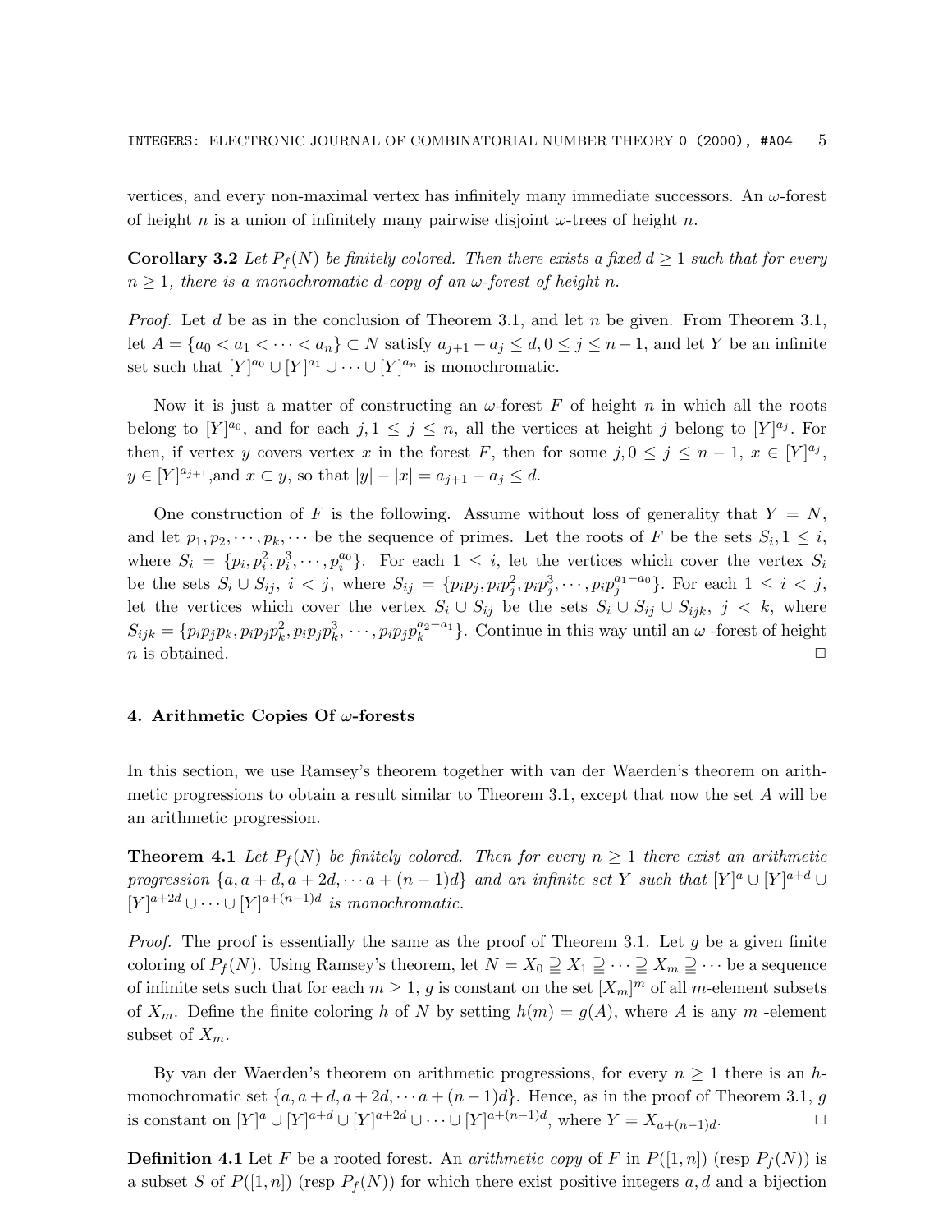vertices, and every non-maximal vertex has infinitely many immediate successors. An $\omega$-forest of height $n$ is a union of infinitely many pairwise disjoint $\omega$-trees of height $n$.

**Corollary 3.2** *Let $P_f(N)$ be finitely colored. Then there exists a fixed $d \geq 1$ such that for every $n \geq 1$, there is a monochromatic $d$-copy of an $\omega$-forest of height $n$.*

*Proof.* Let $d$ be as in the conclusion of Theorem 3.1, and let $n$ be given. From Theorem 3.1, let $A = \{a_0 < a_1 < \cdots < a_n\} \subset N$ satisfy $a_{j+1} - a_j \leq d, 0 \leq j \leq n-1$, and let $Y$ be an infinite set such that $[Y]^{a_0} \cup [Y]^{a_1} \cup \cdots \cup [Y]^{a_n}$ is monochromatic.

Now it is just a matter of constructing an $\omega$-forest $F$ of height $n$ in which all the roots belong to $[Y]^{a_0}$, and for each $j, 1 \leq j \leq n$, all the vertices at height $j$ belong to $[Y]^{a_j}$. For then, if vertex $y$ covers vertex $x$ in the forest $F$, then for some $j, 0 \leq j \leq n-1$, $x \in [Y]^{a_j}$, $y \in [Y]^{a_{j+1}}$,and $x \subset y$, so that $|y| - |x| = a_{j+1} - a_j \leq d$.

One construction of $F$ is the following. Assume without loss of generality that $Y = N$, and let $p_1, p_2, \cdots, p_k, \cdots$ be the sequence of primes. Let the roots of $F$ be the sets $S_i, 1 \leq i$, where $S_i = \{p_i, p_i^2, p_i^3, \cdots, p_i^{a_0}\}$. For each $1 \leq i$, let the vertices which cover the vertex $S_i$ be the sets $S_i \cup S_{ij},\ i < j$, where $S_{ij} = \{p_i p_j, p_i p_j^2, p_i p_j^3, \cdots, p_i p_j^{a_1 - a_0}\}$. For each $1 \leq i < j$, let the vertices which cover the vertex $S_i \cup S_{ij}$ be the sets $S_i \cup S_{ij} \cup S_{ijk},\ j < k$, where $S_{ijk} = \{p_i p_j p_k, p_i p_j p_k^2, p_i p_j p_k^3, \cdots, p_i p_j p_k^{a_2 - a_1}\}$. Continue in this way until an $\omega$ -forest of height $n$ is obtained. $\square$

## 4. Arithmetic Copies Of $\omega$-forests

In this section, we use Ramsey's theorem together with van der Waerden's theorem on arithmetic progressions to obtain a result similar to Theorem 3.1, except that now the set $A$ will be an arithmetic progression.

**Theorem 4.1** *Let $P_f(N)$ be finitely colored. Then for every $n \geq 1$ there exist an arithmetic progression $\{a, a+d, a+2d, \cdots a+(n-1)d\}$ and an infinite set $Y$ such that $[Y]^a \cup [Y]^{a+d} \cup [Y]^{a+2d} \cup \cdots \cup [Y]^{a+(n-1)d}$ is monochromatic.*

*Proof.* The proof is essentially the same as the proof of Theorem 3.1. Let $g$ be a given finite coloring of $P_f(N)$. Using Ramsey's theorem, let $N = X_0 \supsetneqq X_1 \supsetneqq \cdots \supsetneqq X_m \supsetneqq \cdots$ be a sequence of infinite sets such that for each $m \geq 1$, $g$ is constant on the set $[X_m]^m$ of all $m$-element subsets of $X_m$. Define the finite coloring $h$ of $N$ by setting $h(m) = g(A)$, where $A$ is any $m$ -element subset of $X_m$.

By van der Waerden's theorem on arithmetic progressions, for every $n \geq 1$ there is an $h$-monochromatic set $\{a, a+d, a+2d, \cdots a+(n-1)d\}$. Hence, as in the proof of Theorem 3.1, $g$ is constant on $[Y]^a \cup [Y]^{a+d} \cup [Y]^{a+2d} \cup \cdots \cup [Y]^{a+(n-1)d}$, where $Y = X_{a+(n-1)d}$. $\square$

**Definition 4.1** Let $F$ be a rooted forest. An *arithmetic copy* of $F$ in $P([1,n])$ (resp $P_f(N)$) is a subset $S$ of $P([1,n])$ (resp $P_f(N)$) for which there exist positive integers $a, d$ and a bijection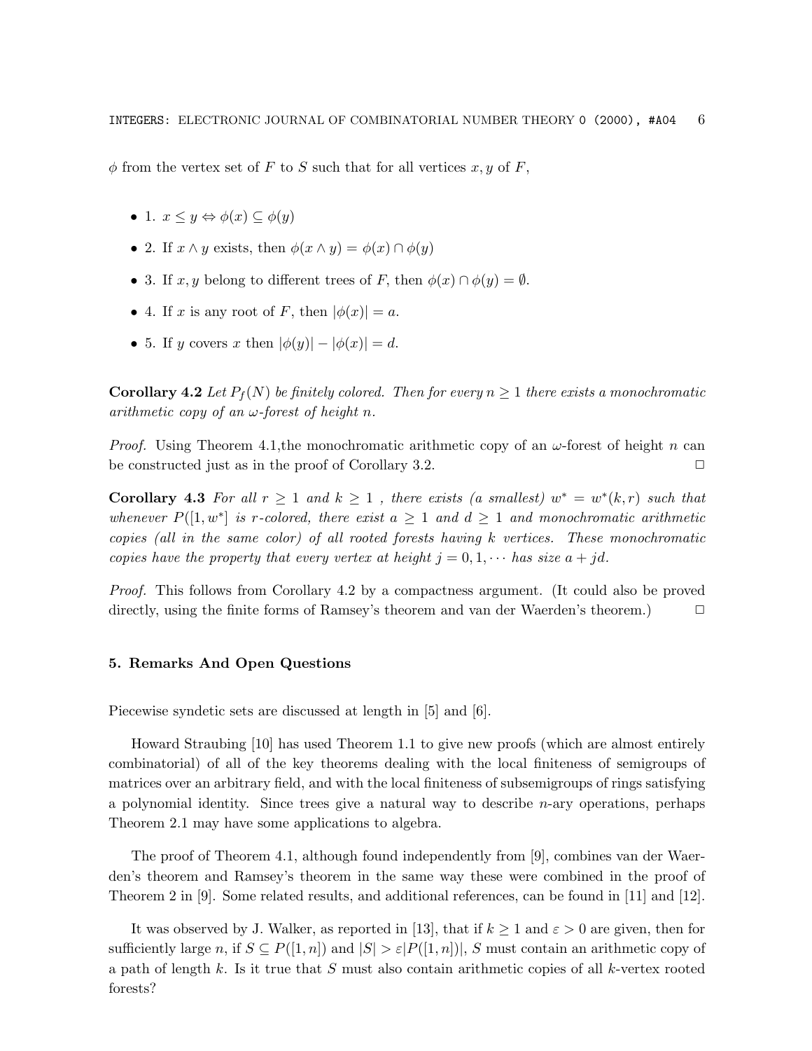$\phi$ from the vertex set of $F$ to $S$ such that for all vertices $x, y$ of $F$,

- 1. $x \leq y \Leftrightarrow \phi(x) \subseteq \phi(y)$
- 2. If $x \wedge y$ exists, then $\phi(x \wedge y) = \phi(x) \cap \phi(y)$
- 3. If $x, y$ belong to different trees of $F$, then $\phi(x) \cap \phi(y) = \emptyset$.
- 4. If $x$ is any root of $F$, then $|\phi(x)| = a$.
- 5. If $y$ covers $x$ then $|\phi(y)| - |\phi(x)| = d$.

**Corollary 4.2** *Let $P_f(N)$ be finitely colored. Then for every $n \geq 1$ there exists a monochromatic arithmetic copy of an $\omega$-forest of height $n$.*

*Proof.* Using Theorem 4.1,the monochromatic arithmetic copy of an $\omega$-forest of height $n$ can be constructed just as in the proof of Corollary 3.2. ◻

**Corollary 4.3** *For all $r \geq 1$ and $k \geq 1$ , there exists (a smallest) $w^* = w^*(k, r)$ such that whenever $P([1, w^*]$ is $r$-colored, there exist $a \geq 1$ and $d \geq 1$ and monochromatic arithmetic copies (all in the same color) of all rooted forests having $k$ vertices. These monochromatic copies have the property that every vertex at height $j = 0, 1, \cdots$ has size $a + jd$.*

*Proof.* This follows from Corollary 4.2 by a compactness argument. (It could also be proved directly, using the finite forms of Ramsey's theorem and van der Waerden's theorem.) ◻

## 5. Remarks And Open Questions

Piecewise syndetic sets are discussed at length in [5] and [6].

Howard Straubing [10] has used Theorem 1.1 to give new proofs (which are almost entirely combinatorial) of all of the key theorems dealing with the local finiteness of semigroups of matrices over an arbitrary field, and with the local finiteness of subsemigroups of rings satisfying a polynomial identity. Since trees give a natural way to describe $n$-ary operations, perhaps Theorem 2.1 may have some applications to algebra.

The proof of Theorem 4.1, although found independently from [9], combines van der Waerden's theorem and Ramsey's theorem in the same way these were combined in the proof of Theorem 2 in [9]. Some related results, and additional references, can be found in [11] and [12].

It was observed by J. Walker, as reported in [13], that if $k \geq 1$ and $\varepsilon > 0$ are given, then for sufficiently large $n$, if $S \subseteq P([1, n])$ and $|S| > \varepsilon |P([1, n])|$, $S$ must contain an arithmetic copy of a path of length $k$. Is it true that $S$ must also contain arithmetic copies of all $k$-vertex rooted forests?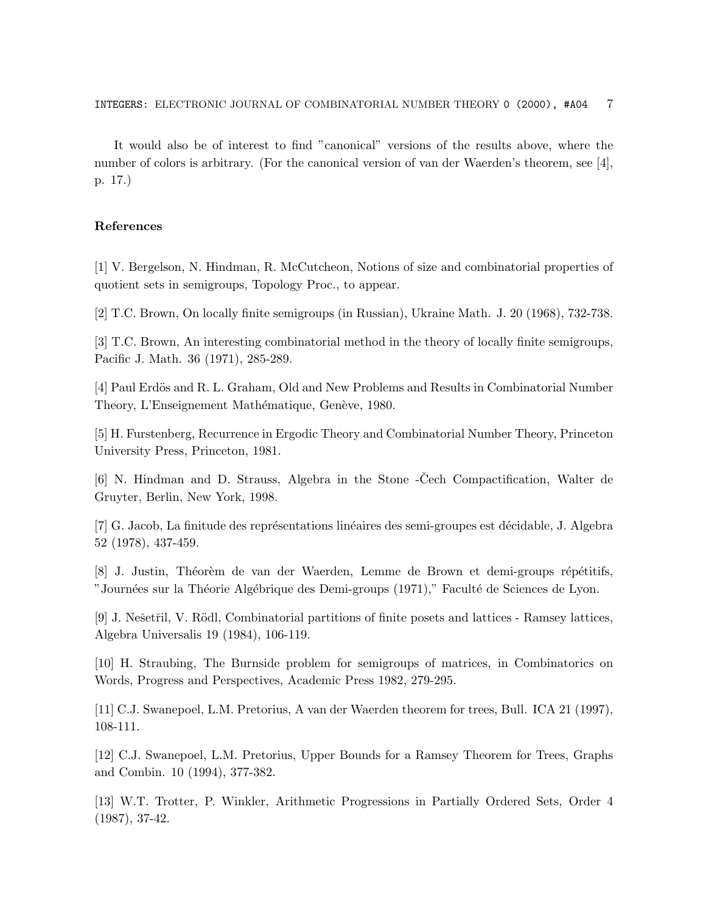It would also be of interest to find "canonical" versions of the results above, where the number of colors is arbitrary. (For the canonical version of van der Waerden's theorem, see [4], p. 17.)

**References**

[1] V. Bergelson, N. Hindman, R. McCutcheon, Notions of size and combinatorial properties of quotient sets in semigroups, Topology Proc., to appear.

[2] T.C. Brown, On locally finite semigroups (in Russian), Ukraine Math. J. 20 (1968), 732-738.

[3] T.C. Brown, An interesting combinatorial method in the theory of locally finite semigroups, Pacific J. Math. 36 (1971), 285-289.

[4] Paul Erdös and R. L. Graham, Old and New Problems and Results in Combinatorial Number Theory, L'Enseignement Mathématique, Genève, 1980.

[5] H. Furstenberg, Recurrence in Ergodic Theory and Combinatorial Number Theory, Princeton University Press, Princeton, 1981.

[6] N. Hindman and D. Strauss, Algebra in the Stone -Čech Compactification, Walter de Gruyter, Berlin, New York, 1998.

[7] G. Jacob, La finitude des représentations linéaires des semi-groupes est décidable, J. Algebra 52 (1978), 437-459.

[8] J. Justin, Théorèm de van der Waerden, Lemme de Brown et demi-groups répétitifs, "Journées sur la Théorie Algébrique des Demi-groups (1971)," Faculté de Sciences de Lyon.

[9] J. Nešetřil, V. Rödl, Combinatorial partitions of finite posets and lattices - Ramsey lattices, Algebra Universalis 19 (1984), 106-119.

[10] H. Straubing, The Burnside problem for semigroups of matrices, in Combinatorics on Words, Progress and Perspectives, Academic Press 1982, 279-295.

[11] C.J. Swanepoel, L.M. Pretorius, A van der Waerden theorem for trees, Bull. ICA 21 (1997), 108-111.

[12] C.J. Swanepoel, L.M. Pretorius, Upper Bounds for a Ramsey Theorem for Trees, Graphs and Combin. 10 (1994), 377-382.

[13] W.T. Trotter, P. Winkler, Arithmetic Progressions in Partially Ordered Sets, Order 4 (1987), 37-42.